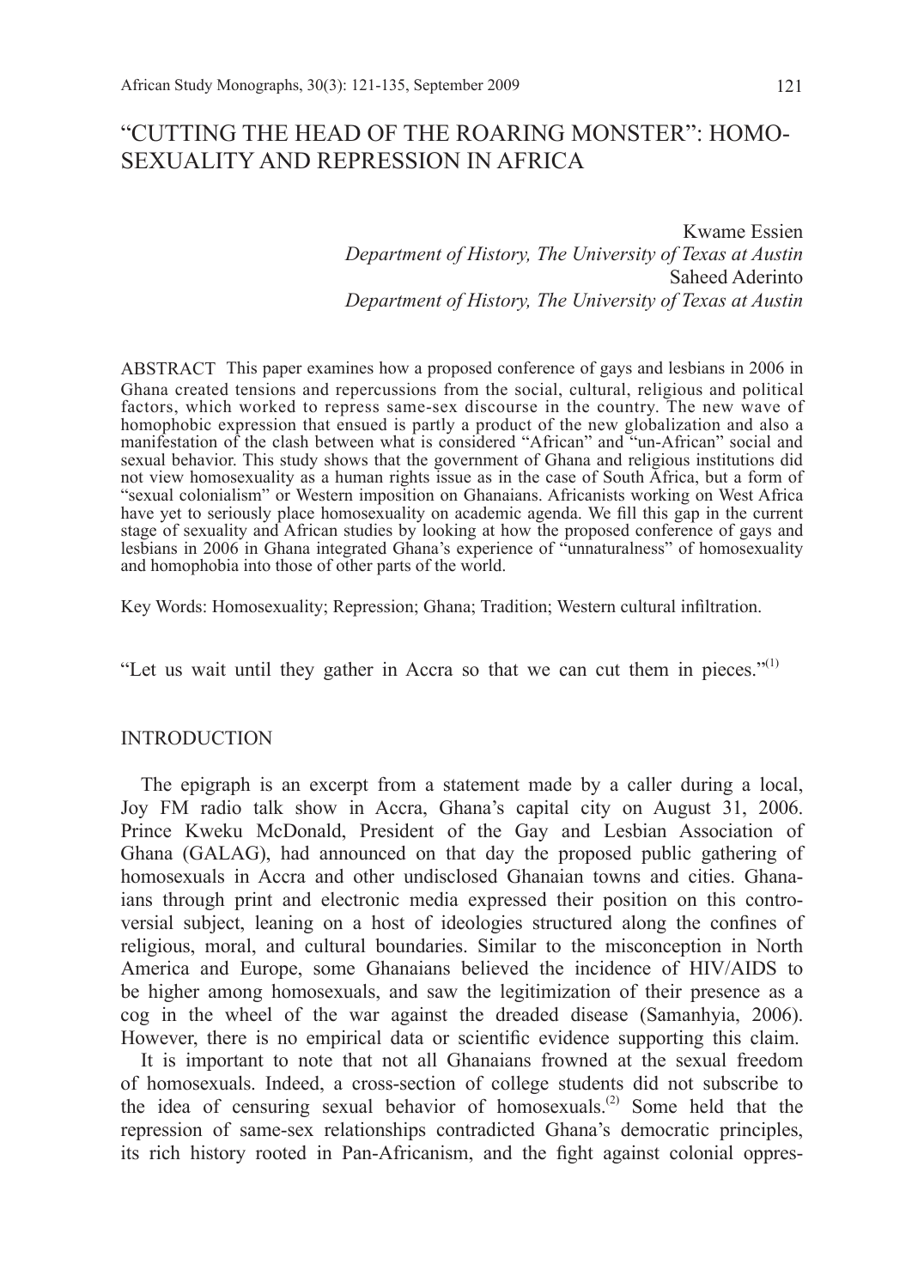# "CUTTING THE HEAD OF THE ROARING MONSTER": HOMOSEXUALITY AND REPRESSION IN AFRICA

Kwame Essien
*Department of History, The University of Texas at Austin*
Saheed Aderinto
*Department of History, The University of Texas at Austin*

ABSTRACT This paper examines how a proposed conference of gays and lesbians in 2006 in Ghana created tensions and repercussions from the social, cultural, religious and political factors, which worked to repress same-sex discourse in the country. The new wave of homophobic expression that ensued is partly a product of the new globalization and also a manifestation of the clash between what is considered "African" and "un-African" social and sexual behavior. This study shows that the government of Ghana and religious institutions did not view homosexuality as a human rights issue as in the case of South Africa, but a form of "sexual colonialism" or Western imposition on Ghanaians. Africanists working on West Africa have yet to seriously place homosexuality on academic agenda. We fill this gap in the current stage of sexuality and African studies by looking at how the proposed conference of gays and lesbians in 2006 in Ghana integrated Ghana's experience of "unnaturalness" of homosexuality and homophobia into those of other parts of the world.

Key Words: Homosexuality; Repression; Ghana; Tradition; Western cultural infiltration.

"Let us wait until they gather in Accra so that we can cut them in pieces."[(1)]

## INTRODUCTION

The epigraph is an excerpt from a statement made by a caller during a local, Joy FM radio talk show in Accra, Ghana's capital city on August 31, 2006. Prince Kweku McDonald, President of the Gay and Lesbian Association of Ghana (GALAG), had announced on that day the proposed public gathering of homosexuals in Accra and other undisclosed Ghanaian towns and cities. Ghanaians through print and electronic media expressed their position on this controversial subject, leaning on a host of ideologies structured along the confines of religious, moral, and cultural boundaries. Similar to the misconception in North America and Europe, some Ghanaians believed the incidence of HIV/AIDS to be higher among homosexuals, and saw the legitimization of their presence as a cog in the wheel of the war against the dreaded disease (Samanhyia, 2006). However, there is no empirical data or scientific evidence supporting this claim.

It is important to note that not all Ghanaians frowned at the sexual freedom of homosexuals. Indeed, a cross-section of college students did not subscribe to the idea of censuring sexual behavior of homosexuals.[(2)] Some held that the repression of same-sex relationships contradicted Ghana's democratic principles, its rich history rooted in Pan-Africanism, and the fight against colonial oppres-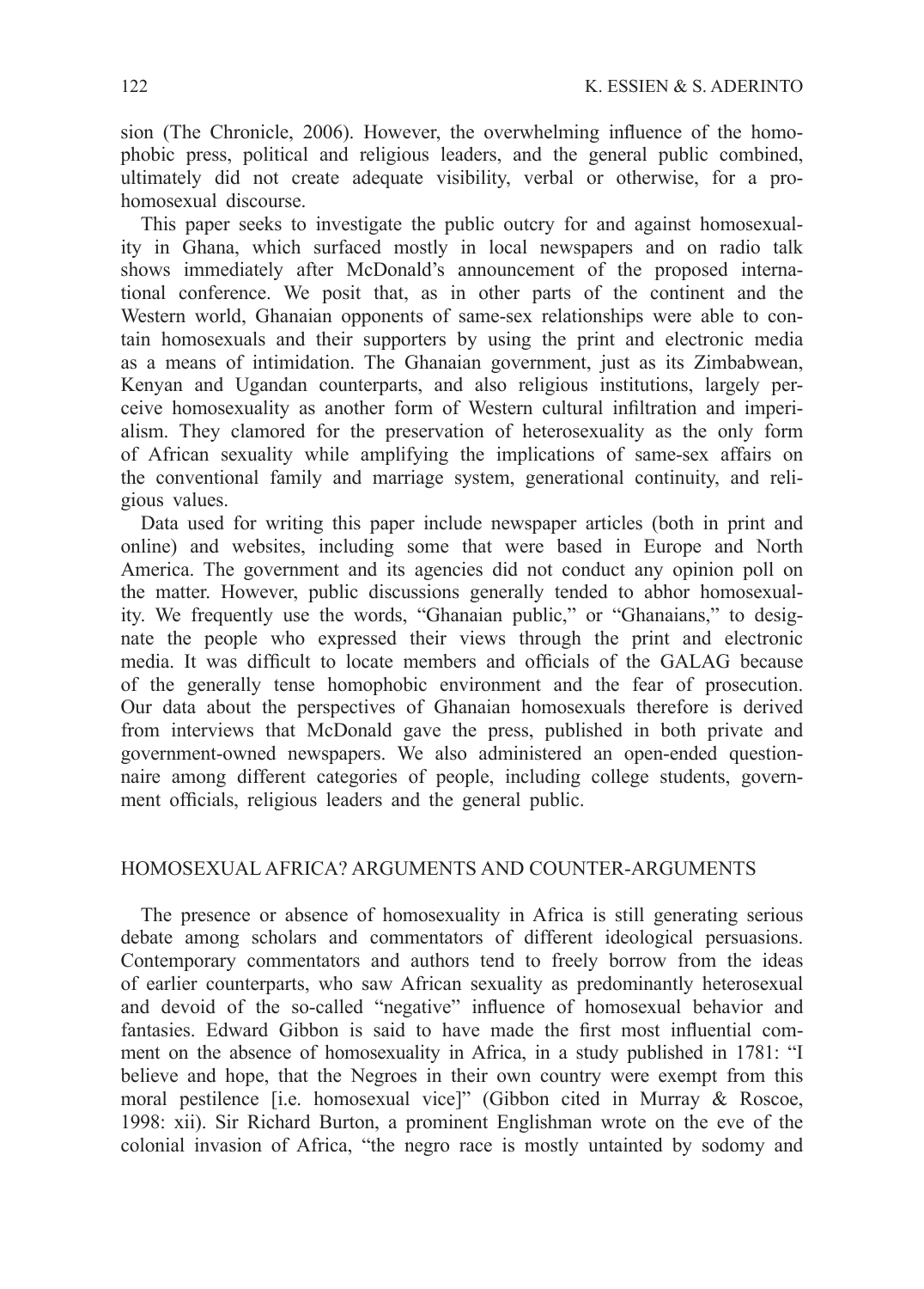sion (The Chronicle, 2006). However, the overwhelming influence of the homophobic press, political and religious leaders, and the general public combined, ultimately did not create adequate visibility, verbal or otherwise, for a pro-homosexual discourse.

This paper seeks to investigate the public outcry for and against homosexuality in Ghana, which surfaced mostly in local newspapers and on radio talk shows immediately after McDonald's announcement of the proposed international conference. We posit that, as in other parts of the continent and the Western world, Ghanaian opponents of same-sex relationships were able to contain homosexuals and their supporters by using the print and electronic media as a means of intimidation. The Ghanaian government, just as its Zimbabwean, Kenyan and Ugandan counterparts, and also religious institutions, largely perceive homosexuality as another form of Western cultural infiltration and imperialism. They clamored for the preservation of heterosexuality as the only form of African sexuality while amplifying the implications of same-sex affairs on the conventional family and marriage system, generational continuity, and religious values.

Data used for writing this paper include newspaper articles (both in print and online) and websites, including some that were based in Europe and North America. The government and its agencies did not conduct any opinion poll on the matter. However, public discussions generally tended to abhor homosexuality. We frequently use the words, "Ghanaian public," or "Ghanaians," to designate the people who expressed their views through the print and electronic media. It was difficult to locate members and officials of the GALAG because of the generally tense homophobic environment and the fear of prosecution. Our data about the perspectives of Ghanaian homosexuals therefore is derived from interviews that McDonald gave the press, published in both private and government-owned newspapers. We also administered an open-ended questionnaire among different categories of people, including college students, government officials, religious leaders and the general public.

## HOMOSEXUAL AFRICA? ARGUMENTS AND COUNTER-ARGUMENTS

The presence or absence of homosexuality in Africa is still generating serious debate among scholars and commentators of different ideological persuasions. Contemporary commentators and authors tend to freely borrow from the ideas of earlier counterparts, who saw African sexuality as predominantly heterosexual and devoid of the so-called "negative" influence of homosexual behavior and fantasies. Edward Gibbon is said to have made the first most influential comment on the absence of homosexuality in Africa, in a study published in 1781: "I believe and hope, that the Negroes in their own country were exempt from this moral pestilence [i.e. homosexual vice]" (Gibbon cited in Murray & Roscoe, 1998: xii). Sir Richard Burton, a prominent Englishman wrote on the eve of the colonial invasion of Africa, "the negro race is mostly untainted by sodomy and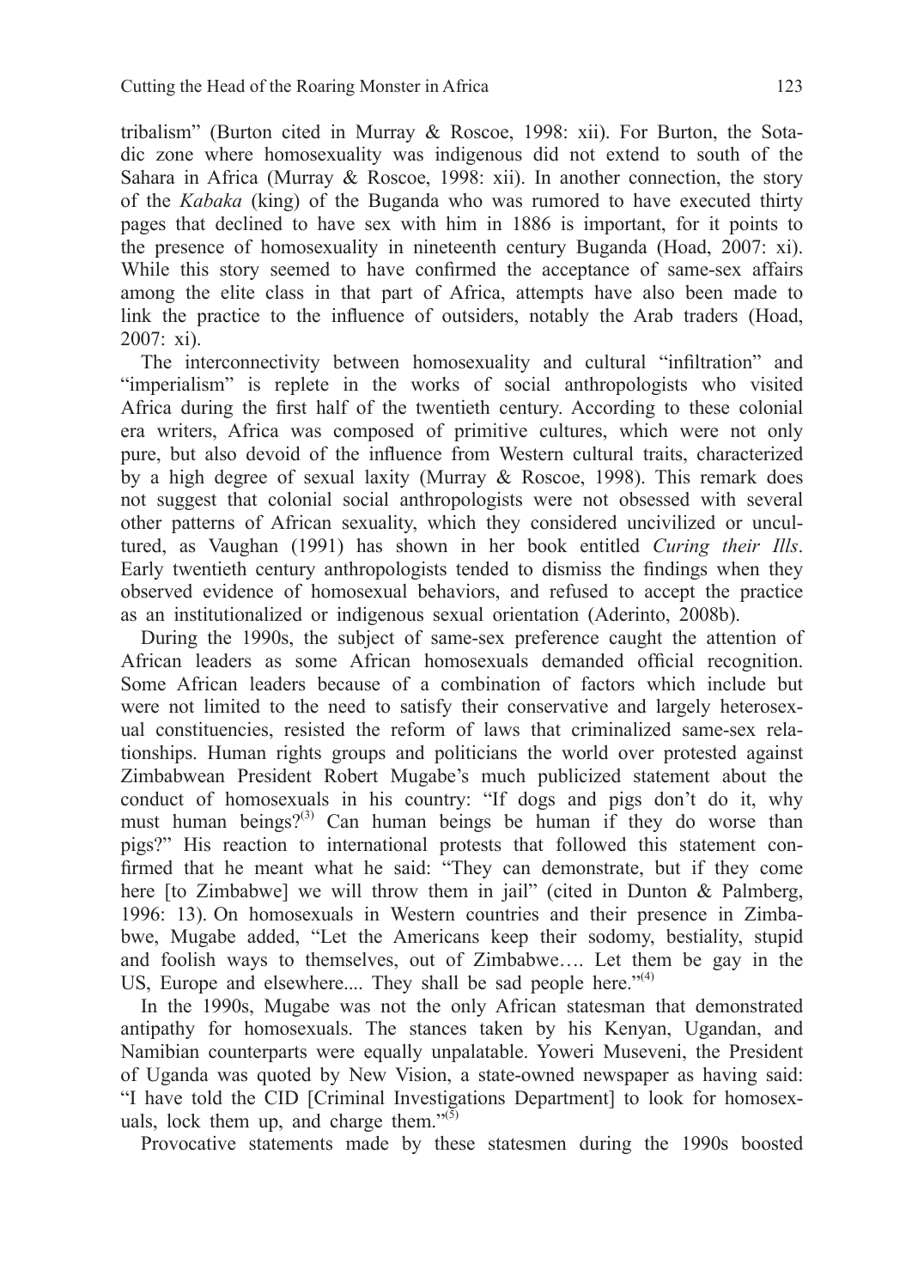tribalism" (Burton cited in Murray & Roscoe, 1998: xii). For Burton, the Sotadic zone where homosexuality was indigenous did not extend to south of the Sahara in Africa (Murray & Roscoe, 1998: xii). In another connection, the story of the *Kabaka* (king) of the Buganda who was rumored to have executed thirty pages that declined to have sex with him in 1886 is important, for it points to the presence of homosexuality in nineteenth century Buganda (Hoad, 2007: xi). While this story seemed to have confirmed the acceptance of same-sex affairs among the elite class in that part of Africa, attempts have also been made to link the practice to the influence of outsiders, notably the Arab traders (Hoad, 2007: xi).

The interconnectivity between homosexuality and cultural "infiltration" and "imperialism" is replete in the works of social anthropologists who visited Africa during the first half of the twentieth century. According to these colonial era writers, Africa was composed of primitive cultures, which were not only pure, but also devoid of the influence from Western cultural traits, characterized by a high degree of sexual laxity (Murray & Roscoe, 1998). This remark does not suggest that colonial social anthropologists were not obsessed with several other patterns of African sexuality, which they considered uncivilized or uncultured, as Vaughan (1991) has shown in her book entitled *Curing their Ills*. Early twentieth century anthropologists tended to dismiss the findings when they observed evidence of homosexual behaviors, and refused to accept the practice as an institutionalized or indigenous sexual orientation (Aderinto, 2008b).

During the 1990s, the subject of same-sex preference caught the attention of African leaders as some African homosexuals demanded official recognition. Some African leaders because of a combination of factors which include but were not limited to the need to satisfy their conservative and largely heterosexual constituencies, resisted the reform of laws that criminalized same-sex relationships. Human rights groups and politicians the world over protested against Zimbabwean President Robert Mugabe's much publicized statement about the conduct of homosexuals in his country: "If dogs and pigs don't do it, why must human beings?[(3)] Can human beings be human if they do worse than pigs?" His reaction to international protests that followed this statement confirmed that he meant what he said: "They can demonstrate, but if they come here [to Zimbabwe] we will throw them in jail" (cited in Dunton & Palmberg, 1996: 13). On homosexuals in Western countries and their presence in Zimbabwe, Mugabe added, "Let the Americans keep their sodomy, bestiality, stupid and foolish ways to themselves, out of Zimbabwe…. Let them be gay in the US, Europe and elsewhere.... They shall be sad people here."[(4)]

In the 1990s, Mugabe was not the only African statesman that demonstrated antipathy for homosexuals. The stances taken by his Kenyan, Ugandan, and Namibian counterparts were equally unpalatable. Yoweri Museveni, the President of Uganda was quoted by New Vision, a state-owned newspaper as having said: "I have told the CID [Criminal Investigations Department] to look for homosexuals, lock them up, and charge them."[(5)]

Provocative statements made by these statesmen during the 1990s boosted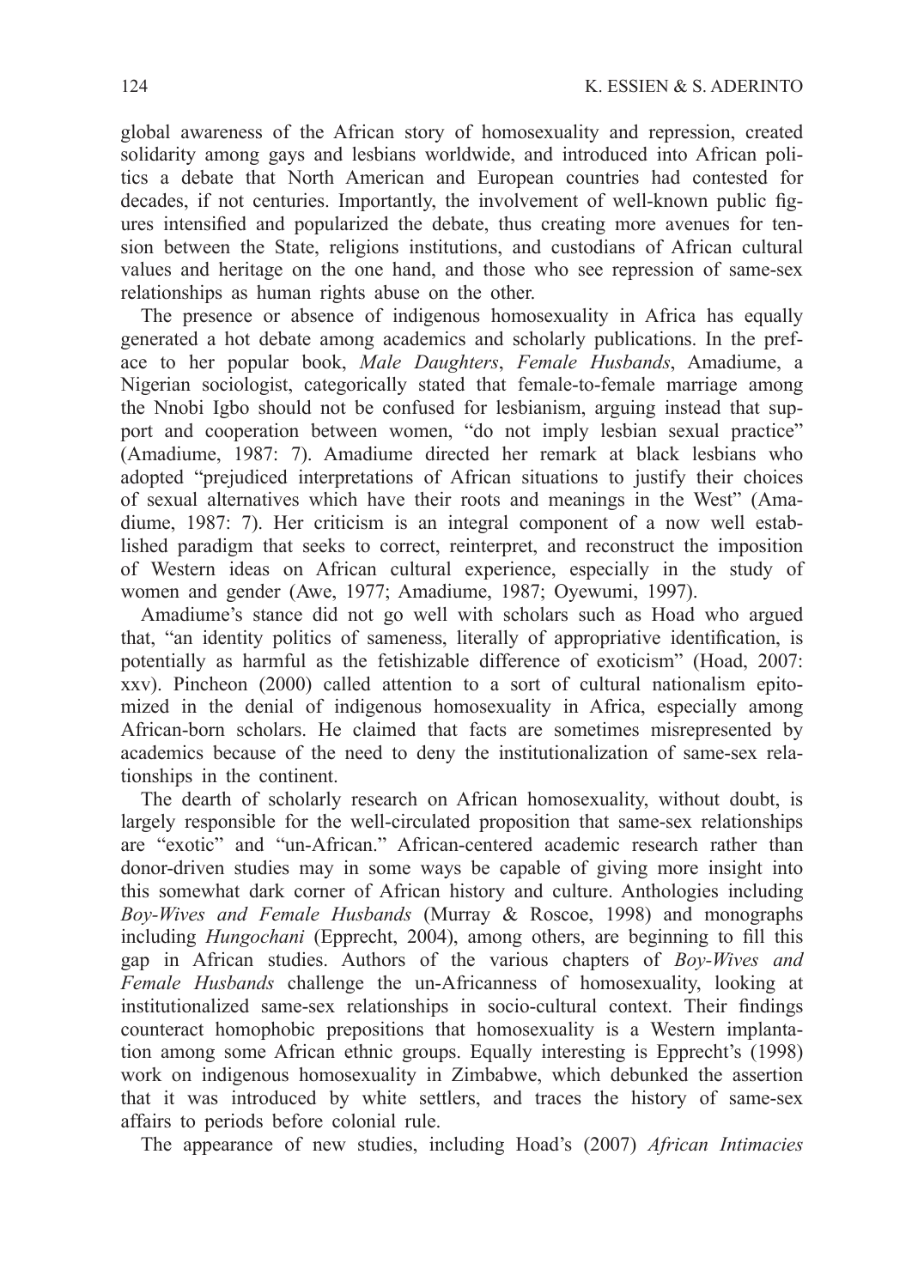global awareness of the African story of homosexuality and repression, created solidarity among gays and lesbians worldwide, and introduced into African politics a debate that North American and European countries had contested for decades, if not centuries. Importantly, the involvement of well-known public figures intensified and popularized the debate, thus creating more avenues for tension between the State, religions institutions, and custodians of African cultural values and heritage on the one hand, and those who see repression of same-sex relationships as human rights abuse on the other.

The presence or absence of indigenous homosexuality in Africa has equally generated a hot debate among academics and scholarly publications. In the preface to her popular book, *Male Daughters*, *Female Husbands*, Amadiume, a Nigerian sociologist, categorically stated that female-to-female marriage among the Nnobi Igbo should not be confused for lesbianism, arguing instead that support and cooperation between women, "do not imply lesbian sexual practice" (Amadiume, 1987: 7). Amadiume directed her remark at black lesbians who adopted "prejudiced interpretations of African situations to justify their choices of sexual alternatives which have their roots and meanings in the West" (Amadiume, 1987: 7). Her criticism is an integral component of a now well established paradigm that seeks to correct, reinterpret, and reconstruct the imposition of Western ideas on African cultural experience, especially in the study of women and gender (Awe, 1977; Amadiume, 1987; Oyewumi, 1997).

Amadiume's stance did not go well with scholars such as Hoad who argued that, "an identity politics of sameness, literally of appropriative identification, is potentially as harmful as the fetishizable difference of exoticism" (Hoad, 2007: xxv). Pincheon (2000) called attention to a sort of cultural nationalism epitomized in the denial of indigenous homosexuality in Africa, especially among African-born scholars. He claimed that facts are sometimes misrepresented by academics because of the need to deny the institutionalization of same-sex relationships in the continent.

The dearth of scholarly research on African homosexuality, without doubt, is largely responsible for the well-circulated proposition that same-sex relationships are "exotic" and "un-African." African-centered academic research rather than donor-driven studies may in some ways be capable of giving more insight into this somewhat dark corner of African history and culture. Anthologies including *Boy-Wives and Female Husbands* (Murray & Roscoe, 1998) and monographs including *Hungochani* (Epprecht, 2004), among others, are beginning to fill this gap in African studies. Authors of the various chapters of *Boy-Wives and Female Husbands* challenge the un-Africanness of homosexuality, looking at institutionalized same-sex relationships in socio-cultural context. Their findings counteract homophobic prepositions that homosexuality is a Western implantation among some African ethnic groups. Equally interesting is Epprecht's (1998) work on indigenous homosexuality in Zimbabwe, which debunked the assertion that it was introduced by white settlers, and traces the history of same-sex affairs to periods before colonial rule.

The appearance of new studies, including Hoad's (2007) *African Intimacies*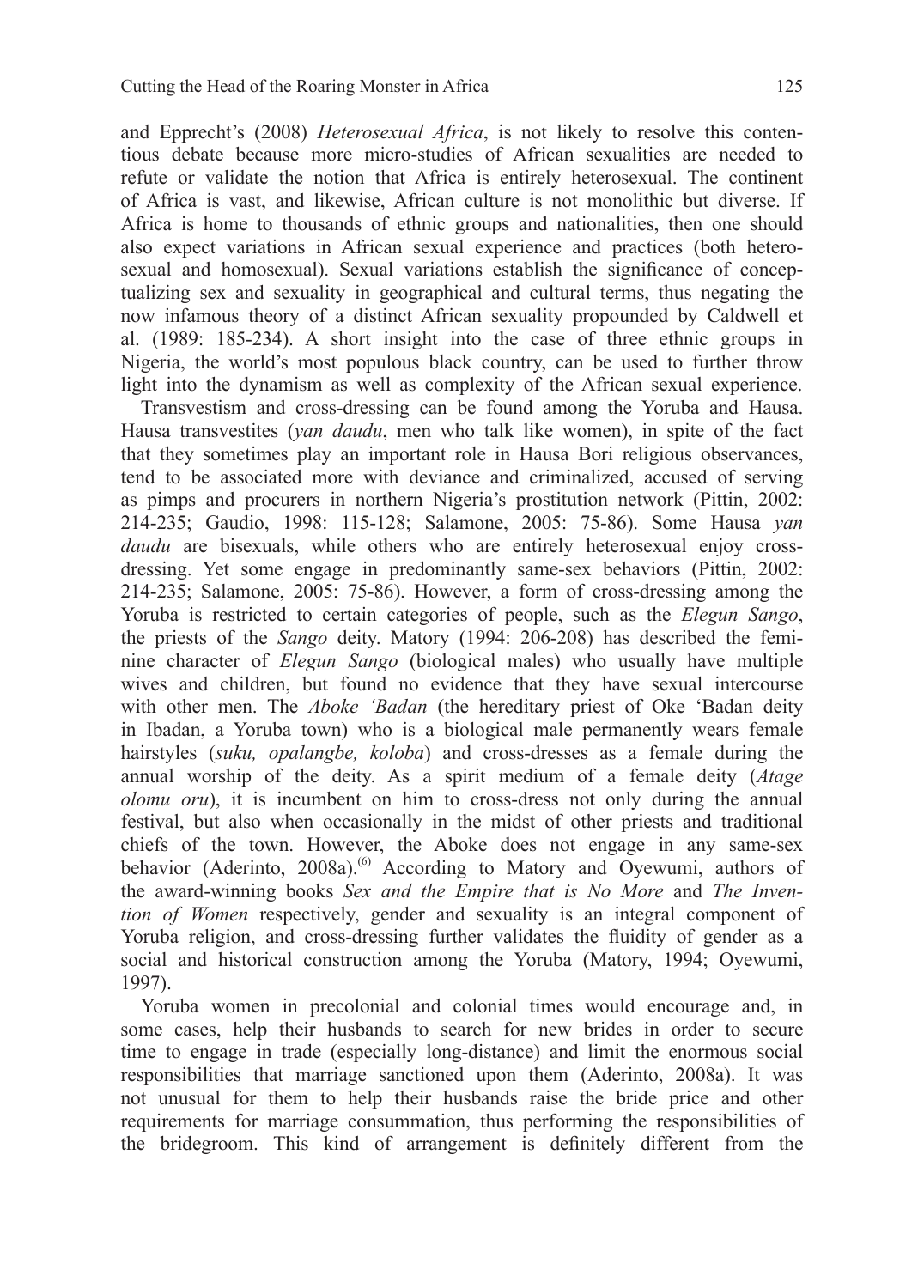and Epprecht's (2008) *Heterosexual Africa*, is not likely to resolve this contentious debate because more micro-studies of African sexualities are needed to refute or validate the notion that Africa is entirely heterosexual. The continent of Africa is vast, and likewise, African culture is not monolithic but diverse. If Africa is home to thousands of ethnic groups and nationalities, then one should also expect variations in African sexual experience and practices (both heterosexual and homosexual). Sexual variations establish the significance of conceptualizing sex and sexuality in geographical and cultural terms, thus negating the now infamous theory of a distinct African sexuality propounded by Caldwell et al. (1989: 185-234). A short insight into the case of three ethnic groups in Nigeria, the world's most populous black country, can be used to further throw light into the dynamism as well as complexity of the African sexual experience.

Transvestism and cross-dressing can be found among the Yoruba and Hausa. Hausa transvestites (*yan daudu*, men who talk like women), in spite of the fact that they sometimes play an important role in Hausa Bori religious observances, tend to be associated more with deviance and criminalized, accused of serving as pimps and procurers in northern Nigeria's prostitution network (Pittin, 2002: 214-235; Gaudio, 1998: 115-128; Salamone, 2005: 75-86). Some Hausa *yan daudu* are bisexuals, while others who are entirely heterosexual enjoy cross-dressing. Yet some engage in predominantly same-sex behaviors (Pittin, 2002: 214-235; Salamone, 2005: 75-86). However, a form of cross-dressing among the Yoruba is restricted to certain categories of people, such as the *Elegun Sango*, the priests of the *Sango* deity. Matory (1994: 206-208) has described the feminine character of *Elegun Sango* (biological males) who usually have multiple wives and children, but found no evidence that they have sexual intercourse with other men. The *Aboke 'Badan* (the hereditary priest of Oke 'Badan deity in Ibadan, a Yoruba town) who is a biological male permanently wears female hairstyles (*suku, opalangbe, koloba*) and cross-dresses as a female during the annual worship of the deity. As a spirit medium of a female deity (*Atage olomu oru*), it is incumbent on him to cross-dress not only during the annual festival, but also when occasionally in the midst of other priests and traditional chiefs of the town. However, the Aboke does not engage in any same-sex behavior (Aderinto, 2008a).[6] According to Matory and Oyewumi, authors of the award-winning books *Sex and the Empire that is No More* and *The Invention of Women* respectively, gender and sexuality is an integral component of Yoruba religion, and cross-dressing further validates the fluidity of gender as a social and historical construction among the Yoruba (Matory, 1994; Oyewumi, 1997).

Yoruba women in precolonial and colonial times would encourage and, in some cases, help their husbands to search for new brides in order to secure time to engage in trade (especially long-distance) and limit the enormous social responsibilities that marriage sanctioned upon them (Aderinto, 2008a). It was not unusual for them to help their husbands raise the bride price and other requirements for marriage consummation, thus performing the responsibilities of the bridegroom. This kind of arrangement is definitely different from the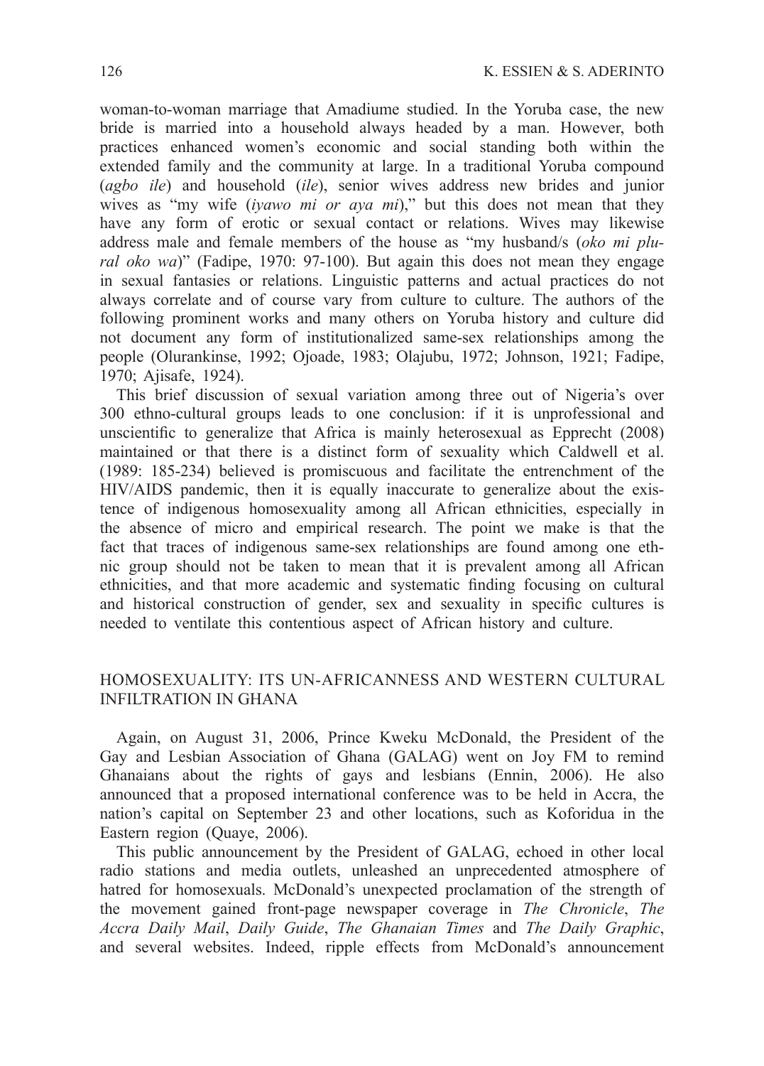woman-to-woman marriage that Amadiume studied. In the Yoruba case, the new bride is married into a household always headed by a man. However, both practices enhanced women's economic and social standing both within the extended family and the community at large. In a traditional Yoruba compound (*agbo ile*) and household (*ile*), senior wives address new brides and junior wives as "my wife (*iyawo mi or aya mi*)," but this does not mean that they have any form of erotic or sexual contact or relations. Wives may likewise address male and female members of the house as "my husband/s (*oko mi plural oko wa*)" (Fadipe, 1970: 97-100). But again this does not mean they engage in sexual fantasies or relations. Linguistic patterns and actual practices do not always correlate and of course vary from culture to culture. The authors of the following prominent works and many others on Yoruba history and culture did not document any form of institutionalized same-sex relationships among the people (Olurankinse, 1992; Ojoade, 1983; Olajubu, 1972; Johnson, 1921; Fadipe, 1970; Ajisafe, 1924).

This brief discussion of sexual variation among three out of Nigeria's over 300 ethno-cultural groups leads to one conclusion: if it is unprofessional and unscientific to generalize that Africa is mainly heterosexual as Epprecht (2008) maintained or that there is a distinct form of sexuality which Caldwell et al. (1989: 185-234) believed is promiscuous and facilitate the entrenchment of the HIV/AIDS pandemic, then it is equally inaccurate to generalize about the existence of indigenous homosexuality among all African ethnicities, especially in the absence of micro and empirical research. The point we make is that the fact that traces of indigenous same-sex relationships are found among one ethnic group should not be taken to mean that it is prevalent among all African ethnicities, and that more academic and systematic finding focusing on cultural and historical construction of gender, sex and sexuality in specific cultures is needed to ventilate this contentious aspect of African history and culture.

## HOMOSEXUALITY: ITS UN-AFRICANNESS AND WESTERN CULTURAL INFILTRATION IN GHANA

Again, on August 31, 2006, Prince Kweku McDonald, the President of the Gay and Lesbian Association of Ghana (GALAG) went on Joy FM to remind Ghanaians about the rights of gays and lesbians (Ennin, 2006). He also announced that a proposed international conference was to be held in Accra, the nation's capital on September 23 and other locations, such as Koforidua in the Eastern region (Quaye, 2006).

This public announcement by the President of GALAG, echoed in other local radio stations and media outlets, unleashed an unprecedented atmosphere of hatred for homosexuals. McDonald's unexpected proclamation of the strength of the movement gained front-page newspaper coverage in *The Chronicle*, *The Accra Daily Mail*, *Daily Guide*, *The Ghanaian Times* and *The Daily Graphic*, and several websites. Indeed, ripple effects from McDonald's announcement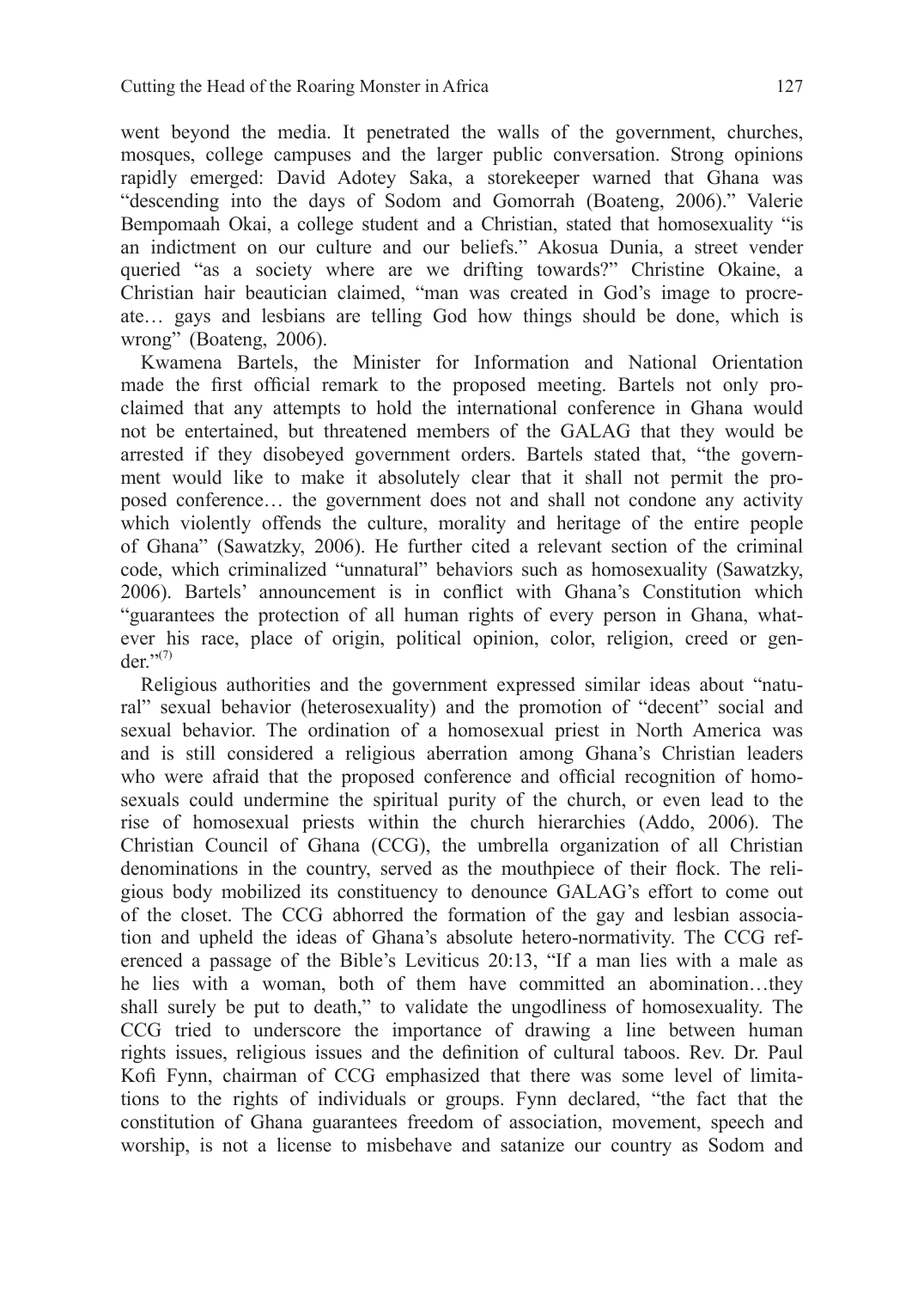went beyond the media. It penetrated the walls of the government, churches, mosques, college campuses and the larger public conversation. Strong opinions rapidly emerged: David Adotey Saka, a storekeeper warned that Ghana was "descending into the days of Sodom and Gomorrah (Boateng, 2006)." Valerie Bempomaah Okai, a college student and a Christian, stated that homosexuality "is an indictment on our culture and our beliefs." Akosua Dunia, a street vender queried "as a society where are we drifting towards?" Christine Okaine, a Christian hair beautician claimed, "man was created in God's image to procreate… gays and lesbians are telling God how things should be done, which is wrong" (Boateng, 2006).

Kwamena Bartels, the Minister for Information and National Orientation made the first official remark to the proposed meeting. Bartels not only proclaimed that any attempts to hold the international conference in Ghana would not be entertained, but threatened members of the GALAG that they would be arrested if they disobeyed government orders. Bartels stated that, "the government would like to make it absolutely clear that it shall not permit the proposed conference… the government does not and shall not condone any activity which violently offends the culture, morality and heritage of the entire people of Ghana" (Sawatzky, 2006). He further cited a relevant section of the criminal code, which criminalized "unnatural" behaviors such as homosexuality (Sawatzky, 2006). Bartels' announcement is in conflict with Ghana's Constitution which "guarantees the protection of all human rights of every person in Ghana, whatever his race, place of origin, political opinion, color, religion, creed or gender."[7]

Religious authorities and the government expressed similar ideas about "natural" sexual behavior (heterosexuality) and the promotion of "decent" social and sexual behavior. The ordination of a homosexual priest in North America was and is still considered a religious aberration among Ghana's Christian leaders who were afraid that the proposed conference and official recognition of homosexuals could undermine the spiritual purity of the church, or even lead to the rise of homosexual priests within the church hierarchies (Addo, 2006). The Christian Council of Ghana (CCG), the umbrella organization of all Christian denominations in the country, served as the mouthpiece of their flock. The religious body mobilized its constituency to denounce GALAG's effort to come out of the closet. The CCG abhorred the formation of the gay and lesbian association and upheld the ideas of Ghana's absolute hetero-normativity. The CCG referenced a passage of the Bible's Leviticus 20:13, "If a man lies with a male as he lies with a woman, both of them have committed an abomination…they shall surely be put to death," to validate the ungodliness of homosexuality. The CCG tried to underscore the importance of drawing a line between human rights issues, religious issues and the definition of cultural taboos. Rev. Dr. Paul Kofi Fynn, chairman of CCG emphasized that there was some level of limitations to the rights of individuals or groups. Fynn declared, "the fact that the constitution of Ghana guarantees freedom of association, movement, speech and worship, is not a license to misbehave and satanize our country as Sodom and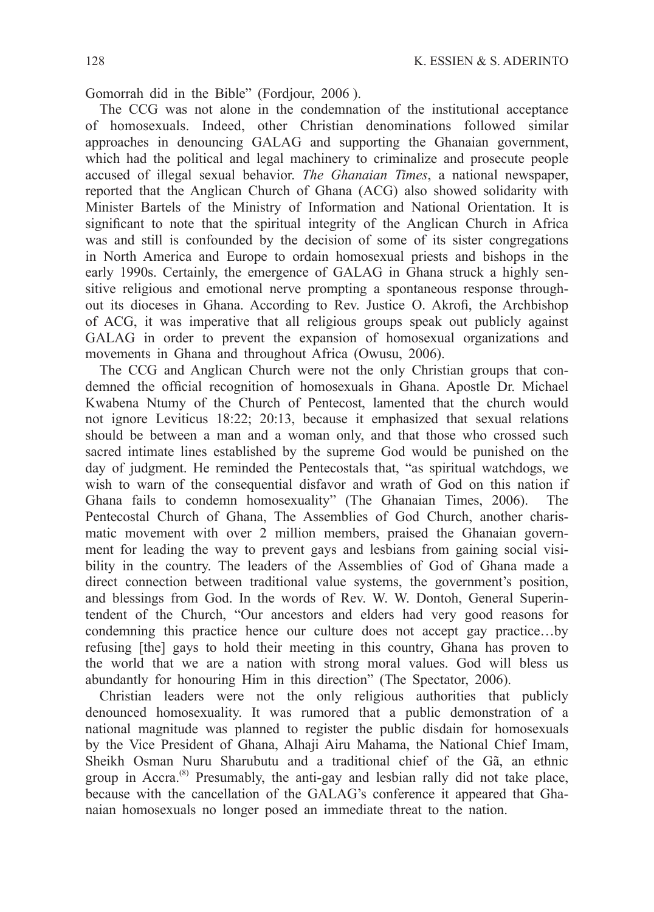Gomorrah did in the Bible" (Fordjour, 2006 ).

The CCG was not alone in the condemnation of the institutional acceptance of homosexuals. Indeed, other Christian denominations followed similar approaches in denouncing GALAG and supporting the Ghanaian government, which had the political and legal machinery to criminalize and prosecute people accused of illegal sexual behavior. *The Ghanaian Times*, a national newspaper, reported that the Anglican Church of Ghana (ACG) also showed solidarity with Minister Bartels of the Ministry of Information and National Orientation. It is significant to note that the spiritual integrity of the Anglican Church in Africa was and still is confounded by the decision of some of its sister congregations in North America and Europe to ordain homosexual priests and bishops in the early 1990s. Certainly, the emergence of GALAG in Ghana struck a highly sensitive religious and emotional nerve prompting a spontaneous response throughout its dioceses in Ghana. According to Rev. Justice O. Akrofi, the Archbishop of ACG, it was imperative that all religious groups speak out publicly against GALAG in order to prevent the expansion of homosexual organizations and movements in Ghana and throughout Africa (Owusu, 2006).

The CCG and Anglican Church were not the only Christian groups that condemned the official recognition of homosexuals in Ghana. Apostle Dr. Michael Kwabena Ntumy of the Church of Pentecost, lamented that the church would not ignore Leviticus 18:22; 20:13, because it emphasized that sexual relations should be between a man and a woman only, and that those who crossed such sacred intimate lines established by the supreme God would be punished on the day of judgment. He reminded the Pentecostals that, "as spiritual watchdogs, we wish to warn of the consequential disfavor and wrath of God on this nation if Ghana fails to condemn homosexuality" (The Ghanaian Times, 2006). The Pentecostal Church of Ghana, The Assemblies of God Church, another charismatic movement with over 2 million members, praised the Ghanaian government for leading the way to prevent gays and lesbians from gaining social visibility in the country. The leaders of the Assemblies of God of Ghana made a direct connection between traditional value systems, the government's position, and blessings from God. In the words of Rev. W. W. Dontoh, General Superintendent of the Church, "Our ancestors and elders had very good reasons for condemning this practice hence our culture does not accept gay practice…by refusing [the] gays to hold their meeting in this country, Ghana has proven to the world that we are a nation with strong moral values. God will bless us abundantly for honouring Him in this direction" (The Spectator, 2006).

Christian leaders were not the only religious authorities that publicly denounced homosexuality. It was rumored that a public demonstration of a national magnitude was planned to register the public disdain for homosexuals by the Vice President of Ghana, Alhaji Airu Mahama, the National Chief Imam, Sheikh Osman Nuru Sharubutu and a traditional chief of the Gã, an ethnic group in Accra.[(8)] Presumably, the anti-gay and lesbian rally did not take place, because with the cancellation of the GALAG's conference it appeared that Ghanaian homosexuals no longer posed an immediate threat to the nation.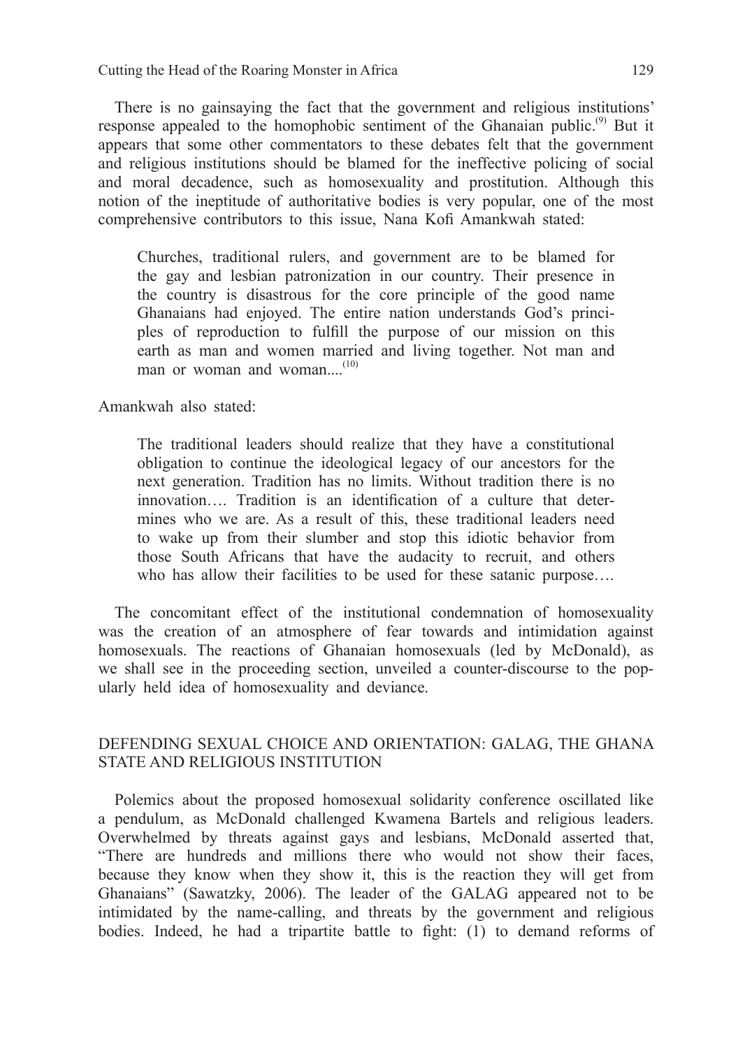There is no gainsaying the fact that the government and religious institutions' response appealed to the homophobic sentiment of the Ghanaian public.[9] But it appears that some other commentators to these debates felt that the government and religious institutions should be blamed for the ineffective policing of social and moral decadence, such as homosexuality and prostitution. Although this notion of the ineptitude of authoritative bodies is very popular, one of the most comprehensive contributors to this issue, Nana Kofi Amankwah stated:

> Churches, traditional rulers, and government are to be blamed for the gay and lesbian patronization in our country. Their presence in the country is disastrous for the core principle of the good name Ghanaians had enjoyed. The entire nation understands God's principles of reproduction to fulfill the purpose of our mission on this earth as man and women married and living together. Not man and man or woman and woman....[10]

Amankwah also stated:

> The traditional leaders should realize that they have a constitutional obligation to continue the ideological legacy of our ancestors for the next generation. Tradition has no limits. Without tradition there is no innovation…. Tradition is an identification of a culture that determines who we are. As a result of this, these traditional leaders need to wake up from their slumber and stop this idiotic behavior from those South Africans that have the audacity to recruit, and others who has allow their facilities to be used for these satanic purpose….

The concomitant effect of the institutional condemnation of homosexuality was the creation of an atmosphere of fear towards and intimidation against homosexuals. The reactions of Ghanaian homosexuals (led by McDonald), as we shall see in the proceeding section, unveiled a counter-discourse to the popularly held idea of homosexuality and deviance.

## DEFENDING SEXUAL CHOICE AND ORIENTATION: GALAG, THE GHANA STATE AND RELIGIOUS INSTITUTION

Polemics about the proposed homosexual solidarity conference oscillated like a pendulum, as McDonald challenged Kwamena Bartels and religious leaders. Overwhelmed by threats against gays and lesbians, McDonald asserted that, "There are hundreds and millions there who would not show their faces, because they know when they show it, this is the reaction they will get from Ghanaians" (Sawatzky, 2006). The leader of the GALAG appeared not to be intimidated by the name-calling, and threats by the government and religious bodies. Indeed, he had a tripartite battle to fight: (1) to demand reforms of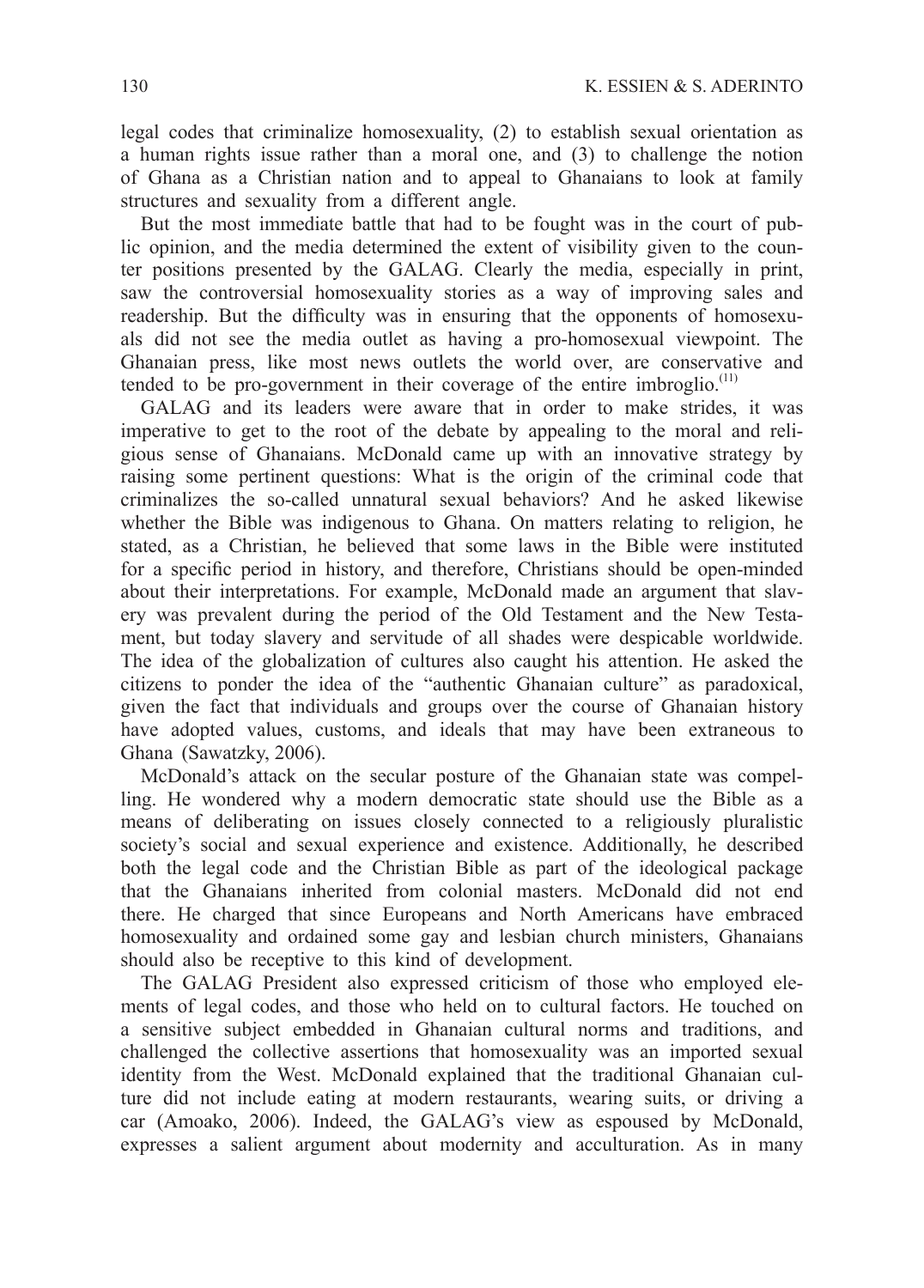legal codes that criminalize homosexuality, (2) to establish sexual orientation as a human rights issue rather than a moral one, and (3) to challenge the notion of Ghana as a Christian nation and to appeal to Ghanaians to look at family structures and sexuality from a different angle.

But the most immediate battle that had to be fought was in the court of public opinion, and the media determined the extent of visibility given to the counter positions presented by the GALAG. Clearly the media, especially in print, saw the controversial homosexuality stories as a way of improving sales and readership. But the difficulty was in ensuring that the opponents of homosexuals did not see the media outlet as having a pro-homosexual viewpoint. The Ghanaian press, like most news outlets the world over, are conservative and tended to be pro-government in their coverage of the entire imbroglio.[11]

GALAG and its leaders were aware that in order to make strides, it was imperative to get to the root of the debate by appealing to the moral and religious sense of Ghanaians. McDonald came up with an innovative strategy by raising some pertinent questions: What is the origin of the criminal code that criminalizes the so-called unnatural sexual behaviors? And he asked likewise whether the Bible was indigenous to Ghana. On matters relating to religion, he stated, as a Christian, he believed that some laws in the Bible were instituted for a specific period in history, and therefore, Christians should be open-minded about their interpretations. For example, McDonald made an argument that slavery was prevalent during the period of the Old Testament and the New Testament, but today slavery and servitude of all shades were despicable worldwide. The idea of the globalization of cultures also caught his attention. He asked the citizens to ponder the idea of the "authentic Ghanaian culture" as paradoxical, given the fact that individuals and groups over the course of Ghanaian history have adopted values, customs, and ideals that may have been extraneous to Ghana (Sawatzky, 2006).

McDonald's attack on the secular posture of the Ghanaian state was compelling. He wondered why a modern democratic state should use the Bible as a means of deliberating on issues closely connected to a religiously pluralistic society's social and sexual experience and existence. Additionally, he described both the legal code and the Christian Bible as part of the ideological package that the Ghanaians inherited from colonial masters. McDonald did not end there. He charged that since Europeans and North Americans have embraced homosexuality and ordained some gay and lesbian church ministers, Ghanaians should also be receptive to this kind of development.

The GALAG President also expressed criticism of those who employed elements of legal codes, and those who held on to cultural factors. He touched on a sensitive subject embedded in Ghanaian cultural norms and traditions, and challenged the collective assertions that homosexuality was an imported sexual identity from the West. McDonald explained that the traditional Ghanaian culture did not include eating at modern restaurants, wearing suits, or driving a car (Amoako, 2006). Indeed, the GALAG's view as espoused by McDonald, expresses a salient argument about modernity and acculturation. As in many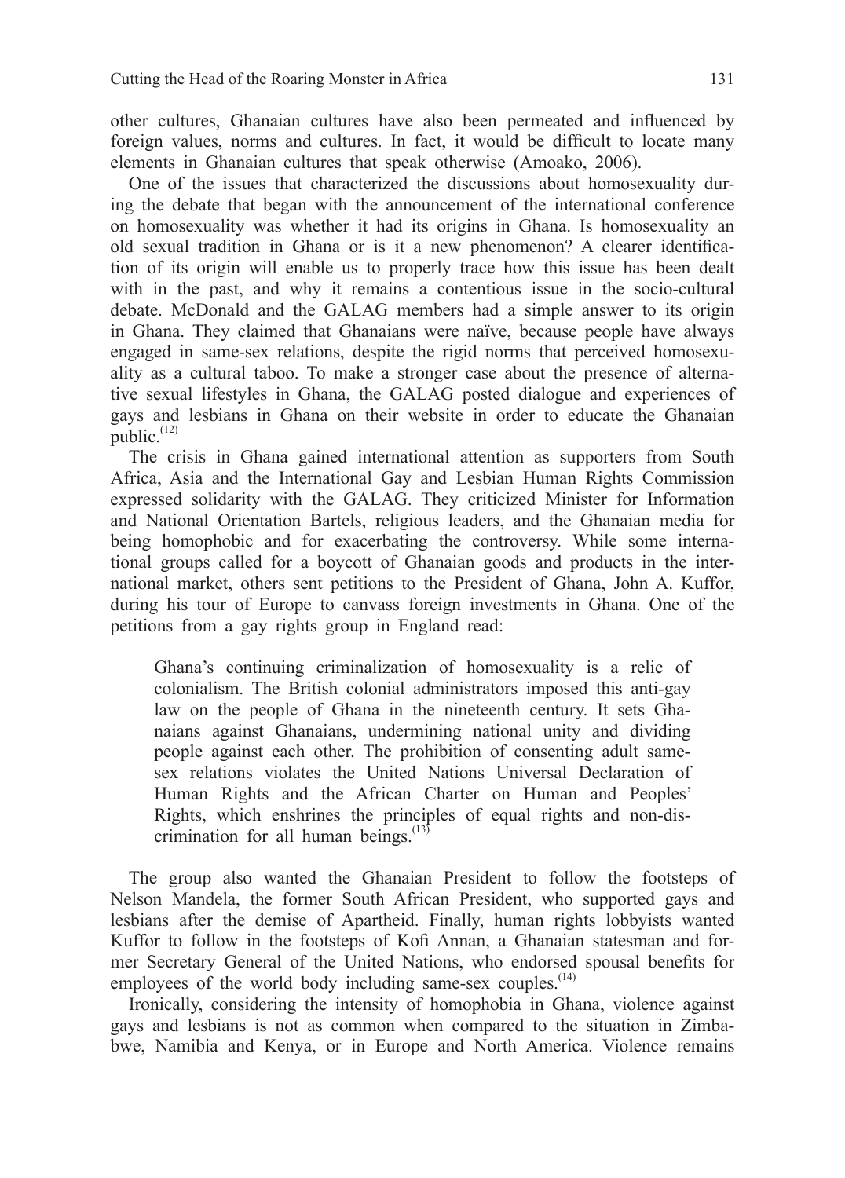other cultures, Ghanaian cultures have also been permeated and influenced by foreign values, norms and cultures. In fact, it would be difficult to locate many elements in Ghanaian cultures that speak otherwise (Amoako, 2006).

One of the issues that characterized the discussions about homosexuality during the debate that began with the announcement of the international conference on homosexuality was whether it had its origins in Ghana. Is homosexuality an old sexual tradition in Ghana or is it a new phenomenon? A clearer identification of its origin will enable us to properly trace how this issue has been dealt with in the past, and why it remains a contentious issue in the socio-cultural debate. McDonald and the GALAG members had a simple answer to its origin in Ghana. They claimed that Ghanaians were naïve, because people have always engaged in same-sex relations, despite the rigid norms that perceived homosexuality as a cultural taboo. To make a stronger case about the presence of alternative sexual lifestyles in Ghana, the GALAG posted dialogue and experiences of gays and lesbians in Ghana on their website in order to educate the Ghanaian public.[12]

The crisis in Ghana gained international attention as supporters from South Africa, Asia and the International Gay and Lesbian Human Rights Commission expressed solidarity with the GALAG. They criticized Minister for Information and National Orientation Bartels, religious leaders, and the Ghanaian media for being homophobic and for exacerbating the controversy. While some international groups called for a boycott of Ghanaian goods and products in the international market, others sent petitions to the President of Ghana, John A. Kuffor, during his tour of Europe to canvass foreign investments in Ghana. One of the petitions from a gay rights group in England read:

> Ghana's continuing criminalization of homosexuality is a relic of colonialism. The British colonial administrators imposed this anti-gay law on the people of Ghana in the nineteenth century. It sets Ghanaians against Ghanaians, undermining national unity and dividing people against each other. The prohibition of consenting adult same-sex relations violates the United Nations Universal Declaration of Human Rights and the African Charter on Human and Peoples' Rights, which enshrines the principles of equal rights and non-discrimination for all human beings.[13]

The group also wanted the Ghanaian President to follow the footsteps of Nelson Mandela, the former South African President, who supported gays and lesbians after the demise of Apartheid. Finally, human rights lobbyists wanted Kuffor to follow in the footsteps of Kofi Annan, a Ghanaian statesman and former Secretary General of the United Nations, who endorsed spousal benefits for employees of the world body including same-sex couples.[14]

Ironically, considering the intensity of homophobia in Ghana, violence against gays and lesbians is not as common when compared to the situation in Zimbabwe, Namibia and Kenya, or in Europe and North America. Violence remains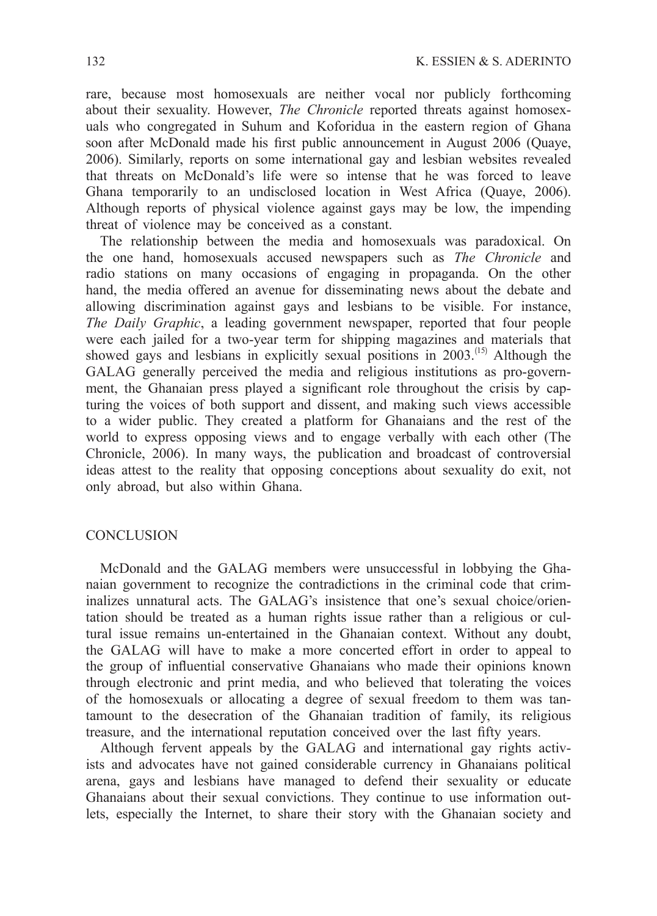rare, because most homosexuals are neither vocal nor publicly forthcoming about their sexuality. However, *The Chronicle* reported threats against homosexuals who congregated in Suhum and Koforidua in the eastern region of Ghana soon after McDonald made his first public announcement in August 2006 (Quaye, 2006). Similarly, reports on some international gay and lesbian websites revealed that threats on McDonald's life were so intense that he was forced to leave Ghana temporarily to an undisclosed location in West Africa (Quaye, 2006). Although reports of physical violence against gays may be low, the impending threat of violence may be conceived as a constant.

The relationship between the media and homosexuals was paradoxical. On the one hand, homosexuals accused newspapers such as *The Chronicle* and radio stations on many occasions of engaging in propaganda. On the other hand, the media offered an avenue for disseminating news about the debate and allowing discrimination against gays and lesbians to be visible. For instance, *The Daily Graphic*, a leading government newspaper, reported that four people were each jailed for a two-year term for shipping magazines and materials that showed gays and lesbians in explicitly sexual positions in 2003.[15] Although the GALAG generally perceived the media and religious institutions as pro-government, the Ghanaian press played a significant role throughout the crisis by capturing the voices of both support and dissent, and making such views accessible to a wider public. They created a platform for Ghanaians and the rest of the world to express opposing views and to engage verbally with each other (The Chronicle, 2006). In many ways, the publication and broadcast of controversial ideas attest to the reality that opposing conceptions about sexuality do exit, not only abroad, but also within Ghana.

## CONCLUSION

McDonald and the GALAG members were unsuccessful in lobbying the Ghanaian government to recognize the contradictions in the criminal code that criminalizes unnatural acts. The GALAG's insistence that one's sexual choice/orientation should be treated as a human rights issue rather than a religious or cultural issue remains un-entertained in the Ghanaian context. Without any doubt, the GALAG will have to make a more concerted effort in order to appeal to the group of influential conservative Ghanaians who made their opinions known through electronic and print media, and who believed that tolerating the voices of the homosexuals or allocating a degree of sexual freedom to them was tantamount to the desecration of the Ghanaian tradition of family, its religious treasure, and the international reputation conceived over the last fifty years.

Although fervent appeals by the GALAG and international gay rights activists and advocates have not gained considerable currency in Ghanaians political arena, gays and lesbians have managed to defend their sexuality or educate Ghanaians about their sexual convictions. They continue to use information outlets, especially the Internet, to share their story with the Ghanaian society and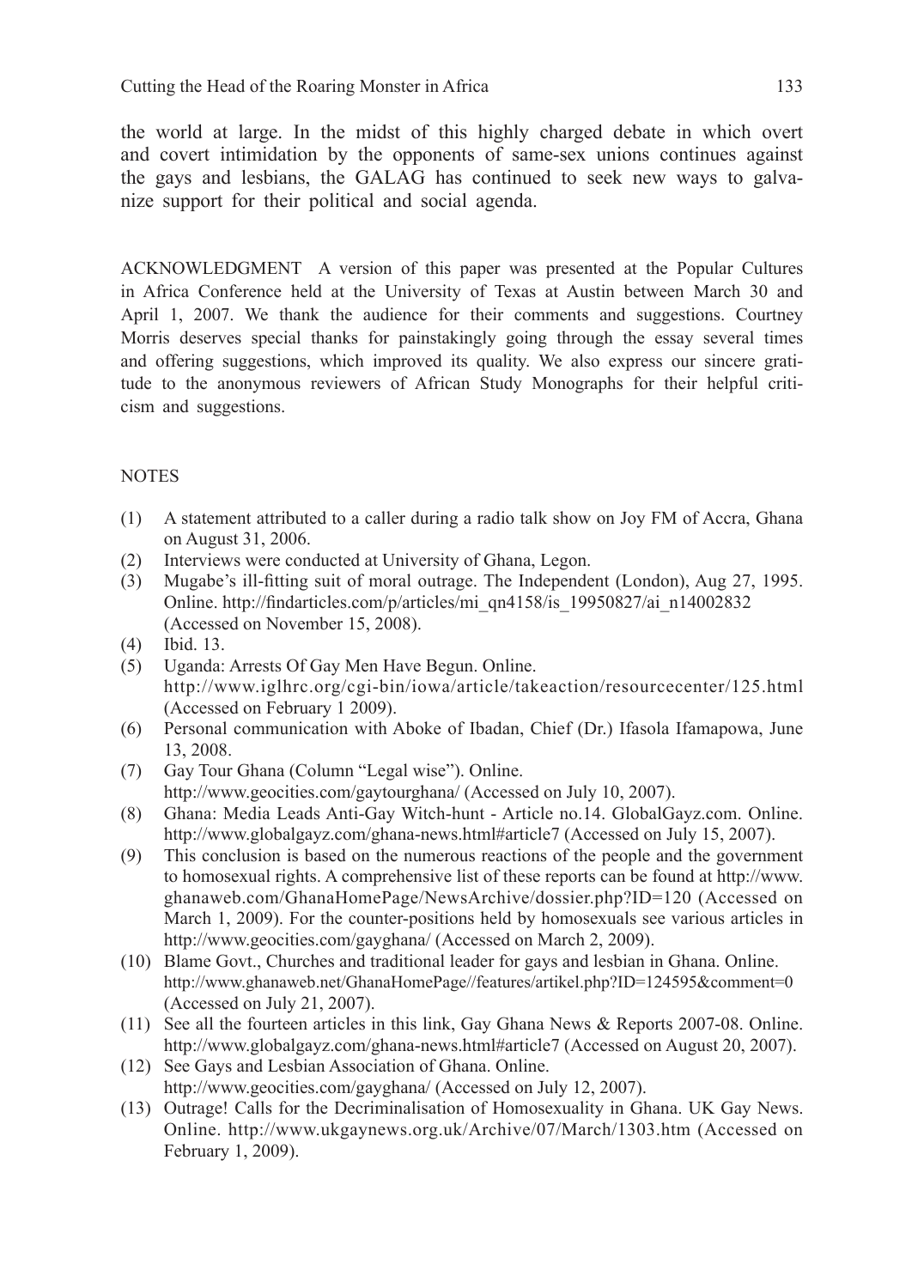the world at large. In the midst of this highly charged debate in which overt and covert intimidation by the opponents of same-sex unions continues against the gays and lesbians, the GALAG has continued to seek new ways to galvanize support for their political and social agenda.

ACKNOWLEDGMENT A version of this paper was presented at the Popular Cultures in Africa Conference held at the University of Texas at Austin between March 30 and April 1, 2007. We thank the audience for their comments and suggestions. Courtney Morris deserves special thanks for painstakingly going through the essay several times and offering suggestions, which improved its quality. We also express our sincere gratitude to the anonymous reviewers of African Study Monographs for their helpful criticism and suggestions.

## NOTES

(1) A statement attributed to a caller during a radio talk show on Joy FM of Accra, Ghana on August 31, 2006.
(2) Interviews were conducted at University of Ghana, Legon.
(3) Mugabe's ill-fitting suit of moral outrage. The Independent (London), Aug 27, 1995. Online. http://findarticles.com/p/articles/mi_qn4158/is_19950827/ai_n14002832 (Accessed on November 15, 2008).
(4) Ibid. 13.
(5) Uganda: Arrests Of Gay Men Have Begun. Online. http://www.iglhrc.org/cgi-bin/iowa/article/takeaction/resourcecenter/125.html (Accessed on February 1 2009).
(6) Personal communication with Aboke of Ibadan, Chief (Dr.) Ifasola Ifamapowa, June 13, 2008.
(7) Gay Tour Ghana (Column "Legal wise"). Online. http://www.geocities.com/gaytourghana/ (Accessed on July 10, 2007).
(8) Ghana: Media Leads Anti-Gay Witch-hunt - Article no.14. GlobalGayz.com. Online. http://www.globalgayz.com/ghana-news.html#article7 (Accessed on July 15, 2007).
(9) This conclusion is based on the numerous reactions of the people and the government to homosexual rights. A comprehensive list of these reports can be found at http://www.ghanaweb.com/GhanaHomePage/NewsArchive/dossier.php?ID=120 (Accessed on March 1, 2009). For the counter-positions held by homosexuals see various articles in http://www.geocities.com/gayghana/ (Accessed on March 2, 2009).
(10) Blame Govt., Churches and traditional leader for gays and lesbian in Ghana. Online. http://www.ghanaweb.net/GhanaHomePage//features/artikel.php?ID=124595&comment=0 (Accessed on July 21, 2007).
(11) See all the fourteen articles in this link, Gay Ghana News & Reports 2007-08. Online. http://www.globalgayz.com/ghana-news.html#article7 (Accessed on August 20, 2007).
(12) See Gays and Lesbian Association of Ghana. Online. http://www.geocities.com/gayghana/ (Accessed on July 12, 2007).
(13) Outrage! Calls for the Decriminalisation of Homosexuality in Ghana. UK Gay News. Online. http://www.ukgaynews.org.uk/Archive/07/March/1303.htm (Accessed on February 1, 2009).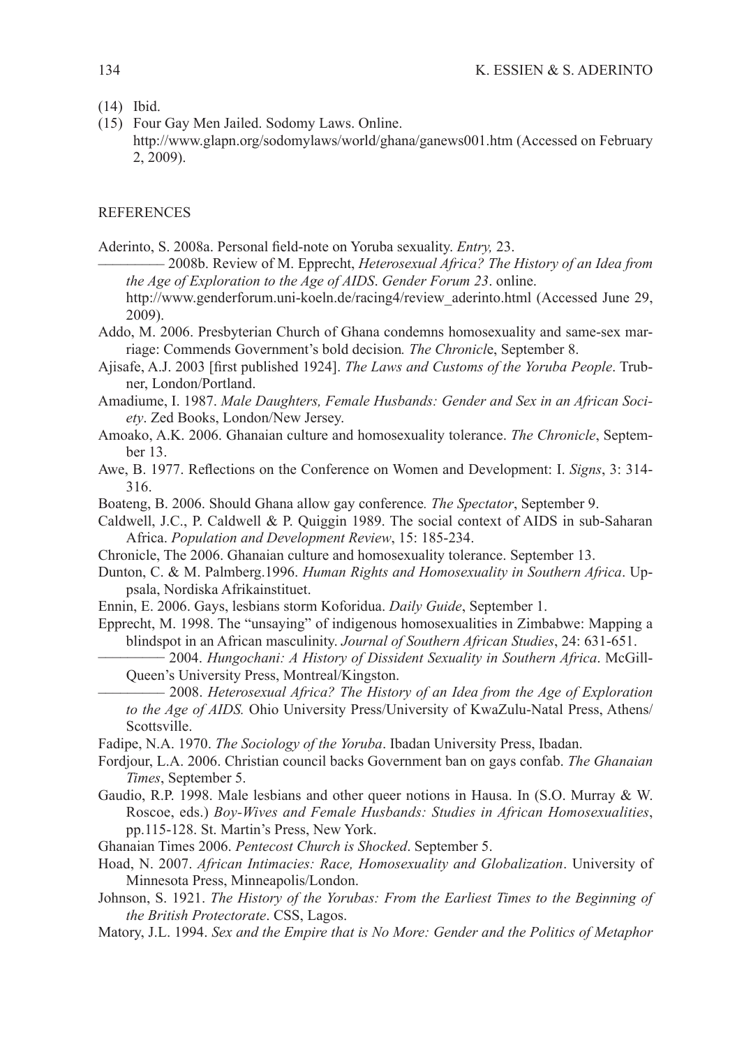(14) Ibid.

(15) Four Gay Men Jailed. Sodomy Laws. Online. http://www.glapn.org/sodomylaws/world/ghana/ganews001.htm (Accessed on February 2, 2009).

## REFERENCES

Aderinto, S. 2008a. Personal field-note on Yoruba sexuality. *Entry,* 23.

————— 2008b. Review of M. Epprecht, *Heterosexual Africa? The History of an Idea from the Age of Exploration to the Age of AIDS*. *Gender Forum 23*. online. http://www.genderforum.uni-koeln.de/racing4/review_aderinto.html (Accessed June 29, 2009).

Addo, M. 2006. Presbyterian Church of Ghana condemns homosexuality and same-sex marriage: Commends Government's bold decision*. The Chronicl*e, September 8.

Ajisafe, A.J. 2003 [first published 1924]. *The Laws and Customs of the Yoruba People*. Trubner, London/Portland.

Amadiume, I. 1987. *Male Daughters, Female Husbands: Gender and Sex in an African Society*. Zed Books, London/New Jersey.

Amoako, A.K. 2006. Ghanaian culture and homosexuality tolerance. *The Chronicle*, September 13.

Awe, B. 1977. Reflections on the Conference on Women and Development: I. *Signs*, 3: 314-316.

Boateng, B. 2006. Should Ghana allow gay conference*. The Spectator*, September 9.

Caldwell, J.C., P. Caldwell & P. Quiggin 1989. The social context of AIDS in sub-Saharan Africa. *Population and Development Review*, 15: 185-234.

Chronicle, The 2006. Ghanaian culture and homosexuality tolerance. September 13.

Dunton, C. & M. Palmberg.1996. *Human Rights and Homosexuality in Southern Africa*. Uppsala, Nordiska Afrikainstituet.

Ennin, E. 2006. Gays, lesbians storm Koforidua. *Daily Guide*, September 1.

Epprecht, M. 1998. The "unsaying" of indigenous homosexualities in Zimbabwe: Mapping a blindspot in an African masculinity. *Journal of Southern African Studies*, 24: 631-651.

————— 2004. *Hungochani: A History of Dissident Sexuality in Southern Africa*. McGill-Queen's University Press, Montreal/Kingston.

————— 2008. *Heterosexual Africa? The History of an Idea from the Age of Exploration to the Age of AIDS.* Ohio University Press/University of KwaZulu-Natal Press, Athens/Scottsville.

Fadipe, N.A. 1970. *The Sociology of the Yoruba*. Ibadan University Press, Ibadan.

Fordjour, L.A. 2006. Christian council backs Government ban on gays confab. *The Ghanaian Times*, September 5.

Gaudio, R.P. 1998. Male lesbians and other queer notions in Hausa. In (S.O. Murray & W. Roscoe, eds.) *Boy-Wives and Female Husbands: Studies in African Homosexualities*, pp.115-128. St. Martin's Press, New York.

Ghanaian Times 2006. *Pentecost Church is Shocked*. September 5.

Hoad, N. 2007. *African Intimacies: Race, Homosexuality and Globalization*. University of Minnesota Press, Minneapolis/London.

Johnson, S. 1921. *The History of the Yorubas: From the Earliest Times to the Beginning of the British Protectorate*. CSS, Lagos.

Matory, J.L. 1994. *Sex and the Empire that is No More: Gender and the Politics of Metaphor*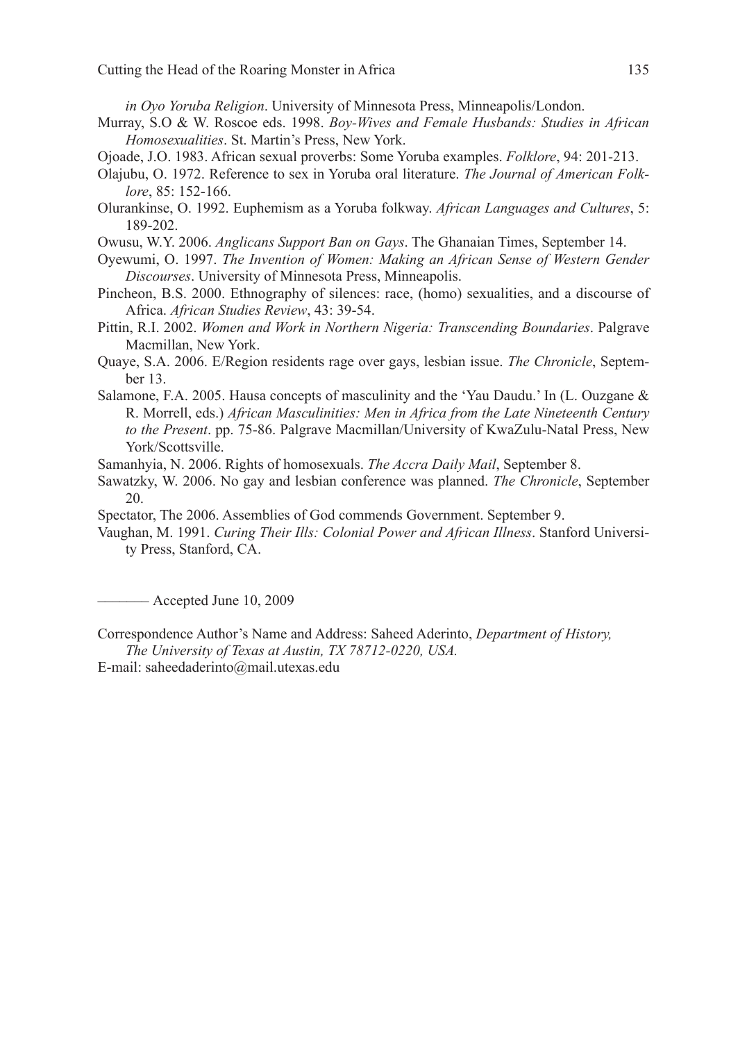*in Oyo Yoruba Religion*. University of Minnesota Press, Minneapolis/London.

Murray, S.O & W. Roscoe eds. 1998. *Boy-Wives and Female Husbands: Studies in African Homosexualities*. St. Martin's Press, New York.

Ojoade, J.O. 1983. African sexual proverbs: Some Yoruba examples. *Folklore*, 94: 201-213.

Olajubu, O. 1972. Reference to sex in Yoruba oral literature. *The Journal of American Folklore*, 85: 152-166.

Olurankinse, O. 1992. Euphemism as a Yoruba folkway. *African Languages and Cultures*, 5: 189-202.

Owusu, W.Y. 2006. *Anglicans Support Ban on Gays*. The Ghanaian Times, September 14.

Oyewumi, O. 1997. *The Invention of Women: Making an African Sense of Western Gender Discourses*. University of Minnesota Press, Minneapolis.

Pincheon, B.S. 2000. Ethnography of silences: race, (homo) sexualities, and a discourse of Africa. *African Studies Review*, 43: 39-54.

Pittin, R.I. 2002. *Women and Work in Northern Nigeria: Transcending Boundaries*. Palgrave Macmillan, New York.

Quaye, S.A. 2006. E/Region residents rage over gays, lesbian issue. *The Chronicle*, September 13.

Salamone, F.A. 2005. Hausa concepts of masculinity and the 'Yau Daudu.' In (L. Ouzgane & R. Morrell, eds.) *African Masculinities: Men in Africa from the Late Nineteenth Century to the Present*. pp. 75-86. Palgrave Macmillan/University of KwaZulu-Natal Press, New York/Scottsville.

Samanhyia, N. 2006. Rights of homosexuals. *The Accra Daily Mail*, September 8.

Sawatzky, W. 2006. No gay and lesbian conference was planned. *The Chronicle*, September 20.

Spectator, The 2006. Assemblies of God commends Government. September 9.

Vaughan, M. 1991. *Curing Their Ills: Colonial Power and African Illness*. Stanford University Press, Stanford, CA.

——— Accepted June 10, 2009

Correspondence Author's Name and Address: Saheed Aderinto, *Department of History, The University of Texas at Austin, TX 78712-0220, USA.*

E-mail: saheedaderinto@mail.utexas.edu